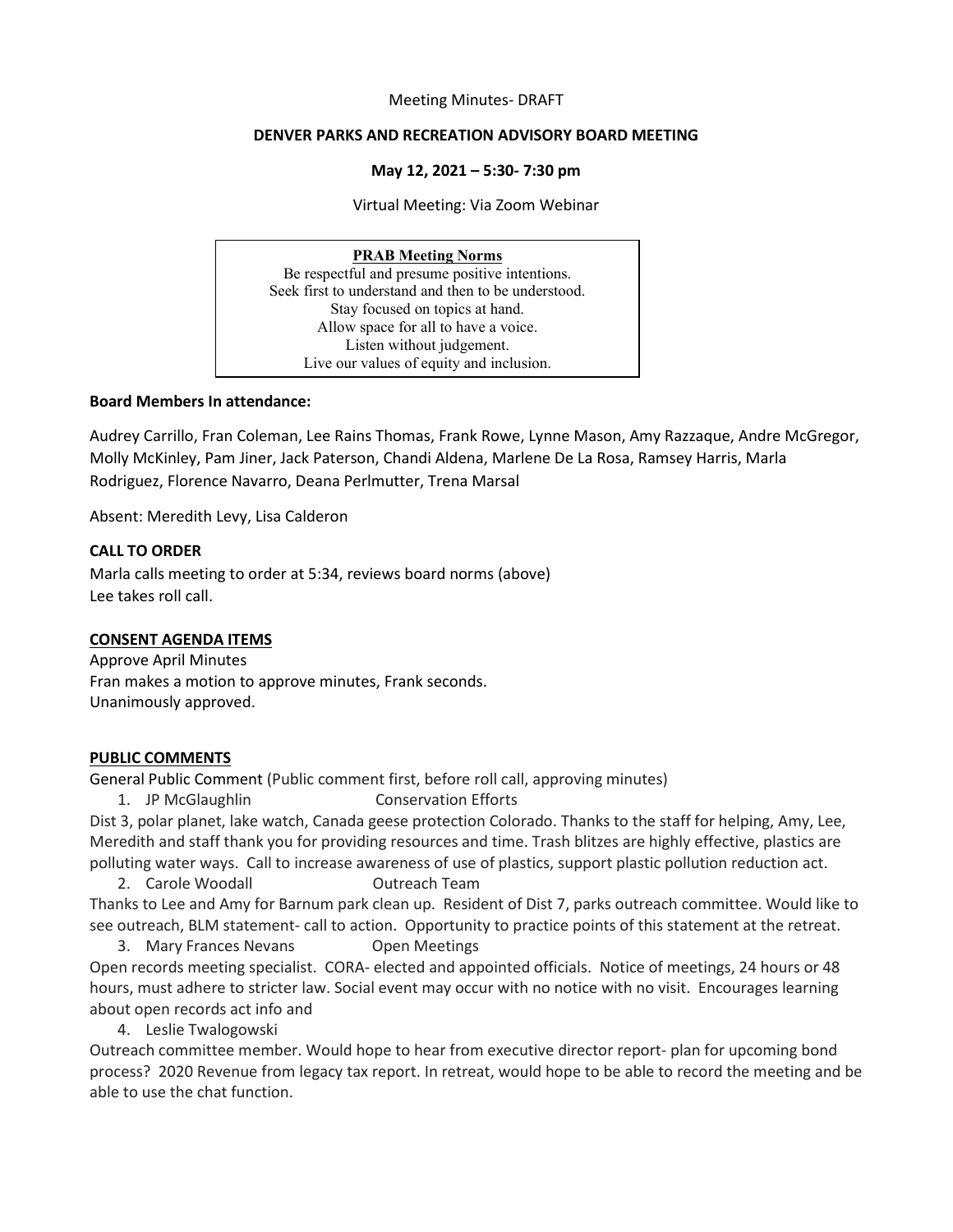Meeting Minutes- DRAFT

**DENVER PARKS AND RECREATION ADVISORY BOARD MEETING**

**May 12, 2021 – 5:30- 7:30 pm**

Virtual Meeting: Via Zoom Webinar

**PRAB Meeting Norms**
Be respectful and presume positive intentions.
Seek first to understand and then to be understood.
Stay focused on topics at hand.
Allow space for all to have a voice.
Listen without judgement.
Live our values of equity and inclusion.

**Board Members In attendance:**

Audrey Carrillo, Fran Coleman, Lee Rains Thomas, Frank Rowe, Lynne Mason, Amy Razzaque, Andre McGregor, Molly McKinley, Pam Jiner, Jack Paterson, Chandi Aldena, Marlene De La Rosa, Ramsey Harris, Marla Rodriguez, Florence Navarro, Deana Perlmutter, Trena Marsal

Absent: Meredith Levy, Lisa Calderon

**CALL TO ORDER**

Marla calls meeting to order at 5:34, reviews board norms (above)
Lee takes roll call.

**CONSENT AGENDA ITEMS**

Approve April Minutes
Fran makes a motion to approve minutes, Frank seconds.
Unanimously approved.

**PUBLIC COMMENTS**

General Public Comment (Public comment first, before roll call, approving minutes)

1. JP McGlaughlin Conservation Efforts

Dist 3, polar planet, lake watch, Canada geese protection Colorado. Thanks to the staff for helping, Amy, Lee, Meredith and staff thank you for providing resources and time. Trash blitzes are highly effective, plastics are polluting water ways. Call to increase awareness of use of plastics, support plastic pollution reduction act.

2. Carole Woodall Outreach Team

Thanks to Lee and Amy for Barnum park clean up. Resident of Dist 7, parks outreach committee. Would like to see outreach, BLM statement- call to action. Opportunity to practice points of this statement at the retreat.

3. Mary Frances Nevans Open Meetings

Open records meeting specialist. CORA- elected and appointed officials. Notice of meetings, 24 hours or 48 hours, must adhere to stricter law. Social event may occur with no notice with no visit. Encourages learning about open records act info and

4. Leslie Twalogowski

Outreach committee member. Would hope to hear from executive director report- plan for upcoming bond process? 2020 Revenue from legacy tax report. In retreat, would hope to be able to record the meeting and be able to use the chat function.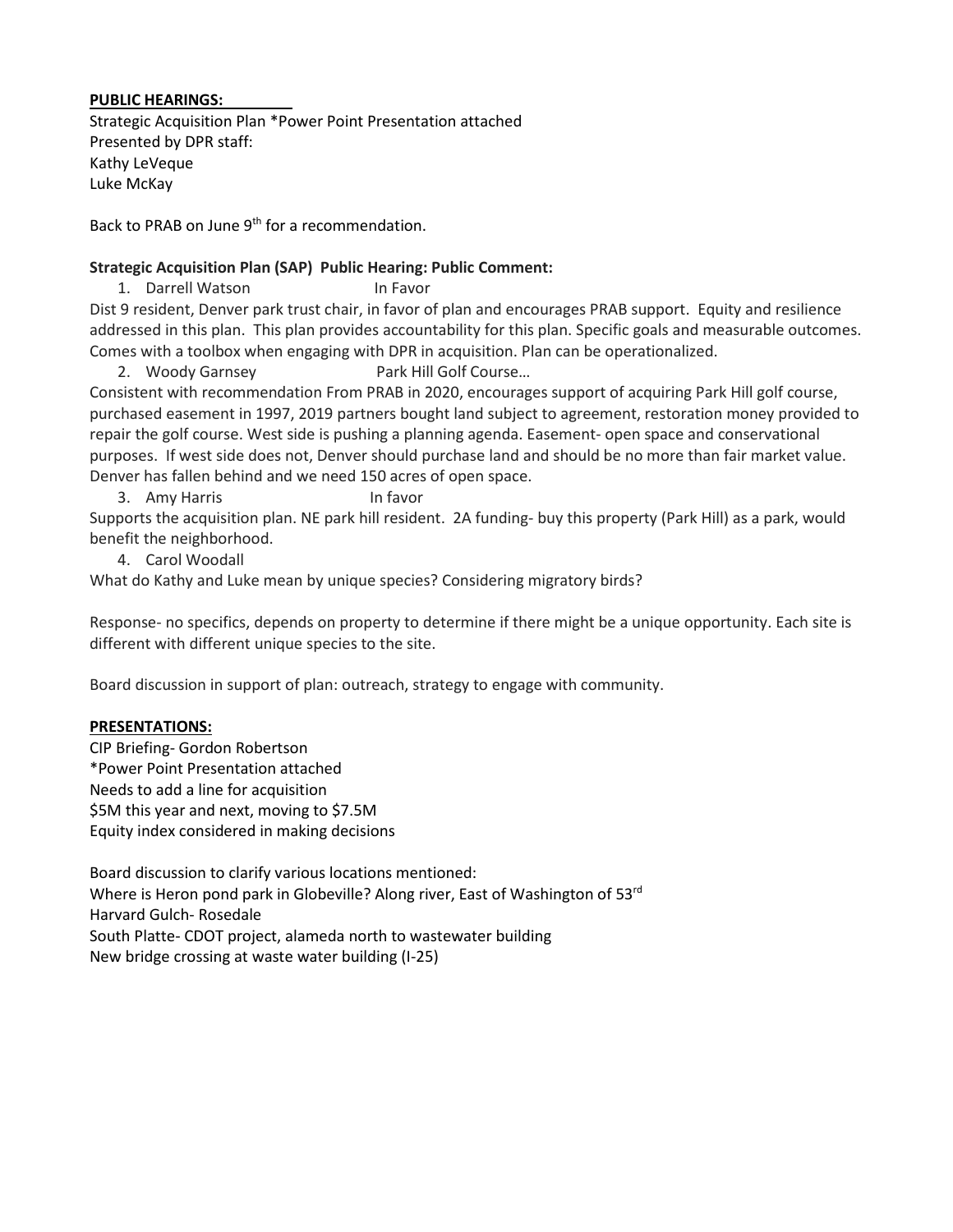**PUBLIC HEARINGS:**

Strategic Acquisition Plan *Power Point Presentation attached
Presented by DPR staff:
Kathy LeVeque
Luke McKay

Back to PRAB on June 9th for a recommendation.

**Strategic Acquisition Plan (SAP) Public Hearing: Public Comment:**

1. Darrell Watson In Favor

Dist 9 resident, Denver park trust chair, in favor of plan and encourages PRAB support. Equity and resilience addressed in this plan. This plan provides accountability for this plan. Specific goals and measurable outcomes. Comes with a toolbox when engaging with DPR in acquisition. Plan can be operationalized.

2. Woody Garnsey Park Hill Golf Course…

Consistent with recommendation From PRAB in 2020, encourages support of acquiring Park Hill golf course, purchased easement in 1997, 2019 partners bought land subject to agreement, restoration money provided to repair the golf course. West side is pushing a planning agenda. Easement- open space and conservational purposes. If west side does not, Denver should purchase land and should be no more than fair market value. Denver has fallen behind and we need 150 acres of open space.

3. Amy Harris In favor

Supports the acquisition plan. NE park hill resident. 2A funding- buy this property (Park Hill) as a park, would benefit the neighborhood.

4. Carol Woodall

What do Kathy and Luke mean by unique species? Considering migratory birds?

Response- no specifics, depends on property to determine if there might be a unique opportunity. Each site is different with different unique species to the site.

Board discussion in support of plan: outreach, strategy to engage with community.

**PRESENTATIONS:**

CIP Briefing- Gordon Robertson
*Power Point Presentation attached
Needs to add a line for acquisition
$5M this year and next, moving to $7.5M
Equity index considered in making decisions

Board discussion to clarify various locations mentioned:
Where is Heron pond park in Globeville? Along river, East of Washington of 53rd
Harvard Gulch- Rosedale
South Platte- CDOT project, alameda north to wastewater building
New bridge crossing at waste water building (I-25)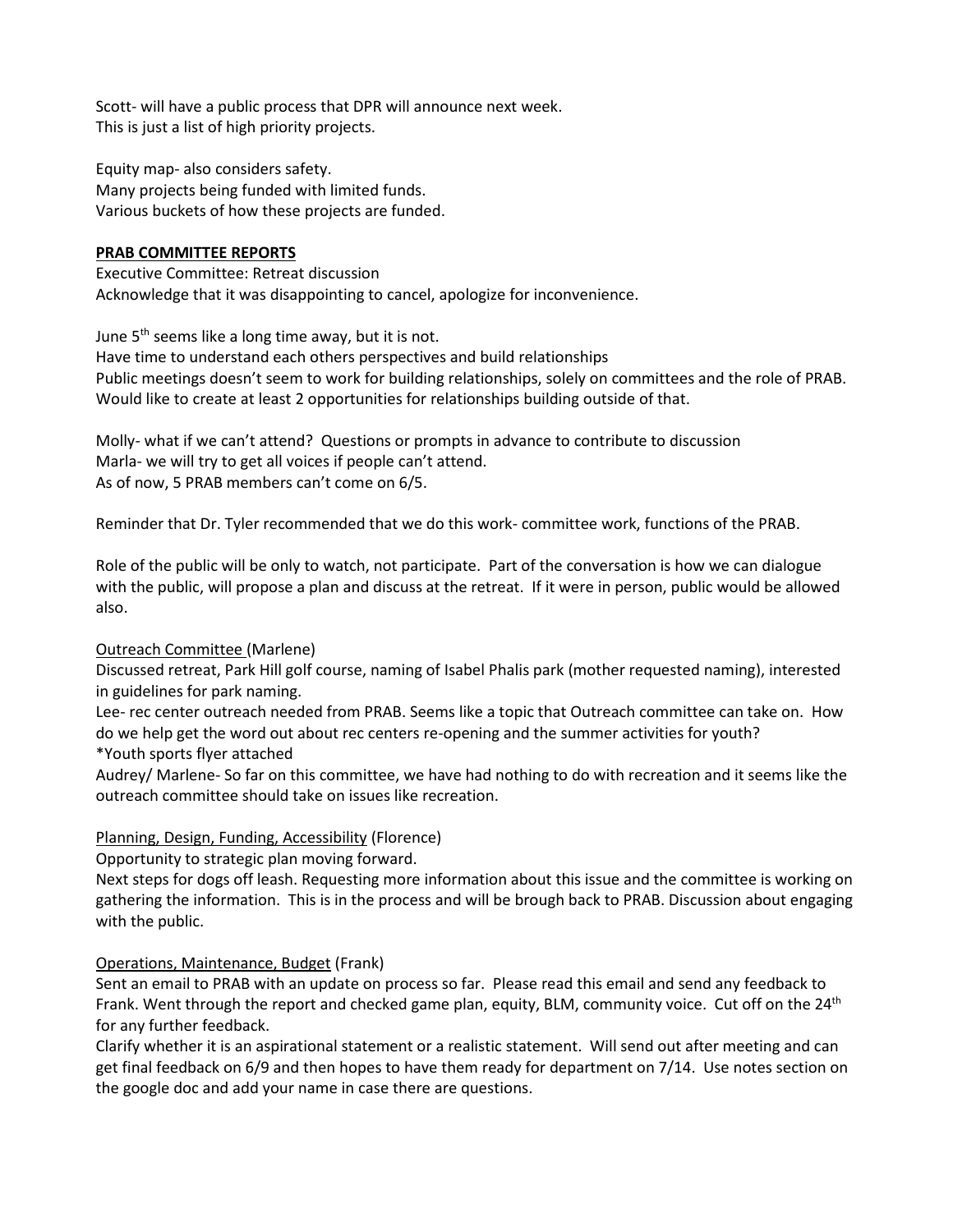Scott- will have a public process that DPR will announce next week.
This is just a list of high priority projects.

Equity map- also considers safety.
Many projects being funded with limited funds.
Various buckets of how these projects are funded.

**PRAB COMMITTEE REPORTS**

Executive Committee: Retreat discussion
Acknowledge that it was disappointing to cancel, apologize for inconvenience.

June 5th seems like a long time away, but it is not.
Have time to understand each others perspectives and build relationships
Public meetings doesn't seem to work for building relationships, solely on committees and the role of PRAB.
Would like to create at least 2 opportunities for relationships building outside of that.

Molly- what if we can't attend? Questions or prompts in advance to contribute to discussion
Marla- we will try to get all voices if people can't attend.
As of now, 5 PRAB members can't come on 6/5.

Reminder that Dr. Tyler recommended that we do this work- committee work, functions of the PRAB.

Role of the public will be only to watch, not participate. Part of the conversation is how we can dialogue with the public, will propose a plan and discuss at the retreat. If it were in person, public would be allowed also.

Outreach Committee (Marlene)
Discussed retreat, Park Hill golf course, naming of Isabel Phalis park (mother requested naming), interested in guidelines for park naming.
Lee- rec center outreach needed from PRAB. Seems like a topic that Outreach committee can take on. How do we help get the word out about rec centers re-opening and the summer activities for youth?
*Youth sports flyer attached
Audrey/ Marlene- So far on this committee, we have had nothing to do with recreation and it seems like the outreach committee should take on issues like recreation.

Planning, Design, Funding, Accessibility (Florence)
Opportunity to strategic plan moving forward.
Next steps for dogs off leash. Requesting more information about this issue and the committee is working on gathering the information. This is in the process and will be brough back to PRAB. Discussion about engaging with the public.

Operations, Maintenance, Budget (Frank)
Sent an email to PRAB with an update on process so far. Please read this email and send any feedback to Frank. Went through the report and checked game plan, equity, BLM, community voice. Cut off on the 24th for any further feedback.
Clarify whether it is an aspirational statement or a realistic statement. Will send out after meeting and can get final feedback on 6/9 and then hopes to have them ready for department on 7/14. Use notes section on the google doc and add your name in case there are questions.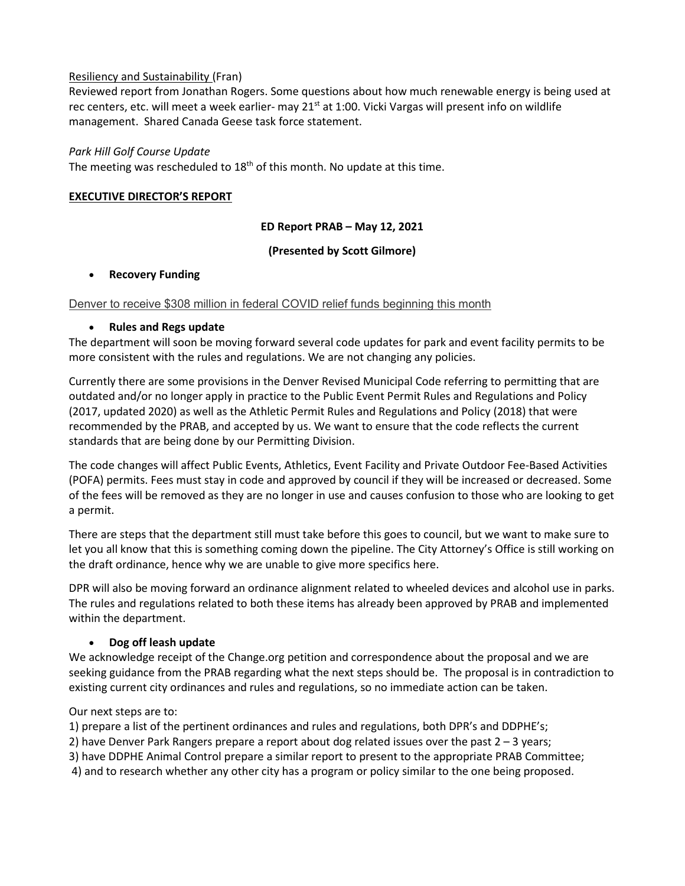Resiliency and Sustainability (Fran)

Reviewed report from Jonathan Rogers. Some questions about how much renewable energy is being used at rec centers, etc. will meet a week earlier- may 21st at 1:00. Vicki Vargas will present info on wildlife management. Shared Canada Geese task force statement.

*Park Hill Golf Course Update*

The meeting was rescheduled to 18th of this month. No update at this time.

## EXECUTIVE DIRECTOR'S REPORT

**ED Report PRAB – May 12, 2021**

**(Presented by Scott Gilmore)**

- **Recovery Funding**

Denver to receive $308 million in federal COVID relief funds beginning this month

- **Rules and Regs update**

The department will soon be moving forward several code updates for park and event facility permits to be more consistent with the rules and regulations. We are not changing any policies.

Currently there are some provisions in the Denver Revised Municipal Code referring to permitting that are outdated and/or no longer apply in practice to the Public Event Permit Rules and Regulations and Policy (2017, updated 2020) as well as the Athletic Permit Rules and Regulations and Policy (2018) that were recommended by the PRAB, and accepted by us. We want to ensure that the code reflects the current standards that are being done by our Permitting Division.

The code changes will affect Public Events, Athletics, Event Facility and Private Outdoor Fee-Based Activities (POFA) permits. Fees must stay in code and approved by council if they will be increased or decreased. Some of the fees will be removed as they are no longer in use and causes confusion to those who are looking to get a permit.

There are steps that the department still must take before this goes to council, but we want to make sure to let you all know that this is something coming down the pipeline. The City Attorney's Office is still working on the draft ordinance, hence why we are unable to give more specifics here.

DPR will also be moving forward an ordinance alignment related to wheeled devices and alcohol use in parks. The rules and regulations related to both these items has already been approved by PRAB and implemented within the department.

- **Dog off leash update**

We acknowledge receipt of the Change.org petition and correspondence about the proposal and we are seeking guidance from the PRAB regarding what the next steps should be. The proposal is in contradiction to existing current city ordinances and rules and regulations, so no immediate action can be taken.

Our next steps are to:

1) prepare a list of the pertinent ordinances and rules and regulations, both DPR's and DDPHE's;
2) have Denver Park Rangers prepare a report about dog related issues over the past 2 – 3 years;
3) have DDPHE Animal Control prepare a similar report to present to the appropriate PRAB Committee;
4) and to research whether any other city has a program or policy similar to the one being proposed.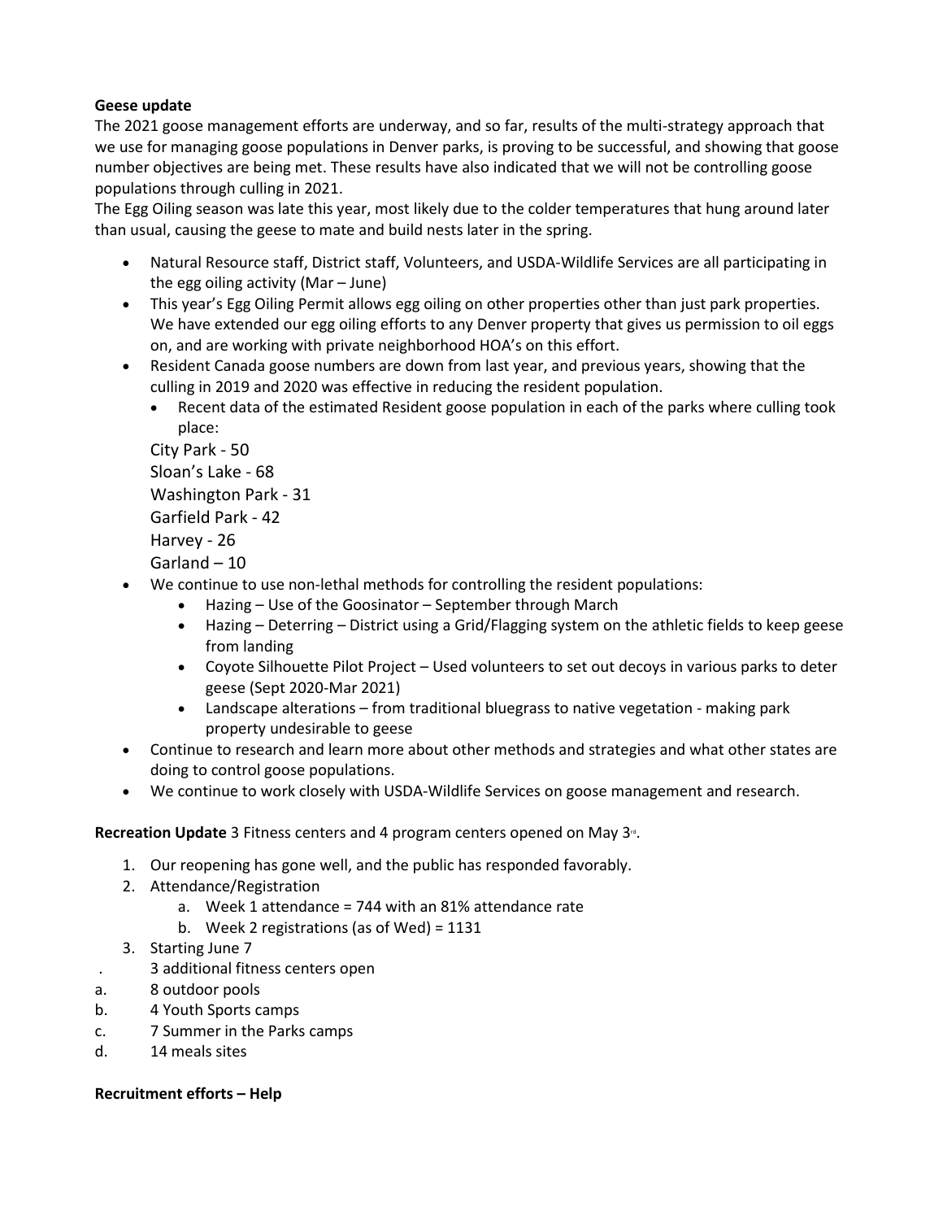**Geese update**

The 2021 goose management efforts are underway, and so far, results of the multi-strategy approach that we use for managing goose populations in Denver parks, is proving to be successful, and showing that goose number objectives are being met. These results have also indicated that we will not be controlling goose populations through culling in 2021.

The Egg Oiling season was late this year, most likely due to the colder temperatures that hung around later than usual, causing the geese to mate and build nests later in the spring.

- Natural Resource staff, District staff, Volunteers, and USDA-Wildlife Services are all participating in the egg oiling activity (Mar – June)
- This year's Egg Oiling Permit allows egg oiling on other properties other than just park properties. We have extended our egg oiling efforts to any Denver property that gives us permission to oil eggs on, and are working with private neighborhood HOA's on this effort.
- Resident Canada goose numbers are down from last year, and previous years, showing that the culling in 2019 and 2020 was effective in reducing the resident population.
  - Recent data of the estimated Resident goose population in each of the parks where culling took place:

  City Park - 50
  Sloan's Lake - 68
  Washington Park - 31
  Garfield Park - 42
  Harvey - 26
  Garland – 10
- We continue to use non-lethal methods for controlling the resident populations:
  - Hazing – Use of the Goosinator – September through March
  - Hazing – Deterring – District using a Grid/Flagging system on the athletic fields to keep geese from landing
  - Coyote Silhouette Pilot Project – Used volunteers to set out decoys in various parks to deter geese (Sept 2020-Mar 2021)
  - Landscape alterations – from traditional bluegrass to native vegetation - making park property undesirable to geese
- Continue to research and learn more about other methods and strategies and what other states are doing to control goose populations.
- We continue to work closely with USDA-Wildlife Services on goose management and research.

**Recreation Update** 3 Fitness centers and 4 program centers opened on May 3rd.

1. Our reopening has gone well, and the public has responded favorably.
2. Attendance/Registration
   a. Week 1 attendance = 744 with an 81% attendance rate
   b. Week 2 registrations (as of Wed) = 1131
3. Starting June 7

. 3 additional fitness centers open
a. 8 outdoor pools
b. 4 Youth Sports camps
c. 7 Summer in the Parks camps
d. 14 meals sites

**Recruitment efforts – Help**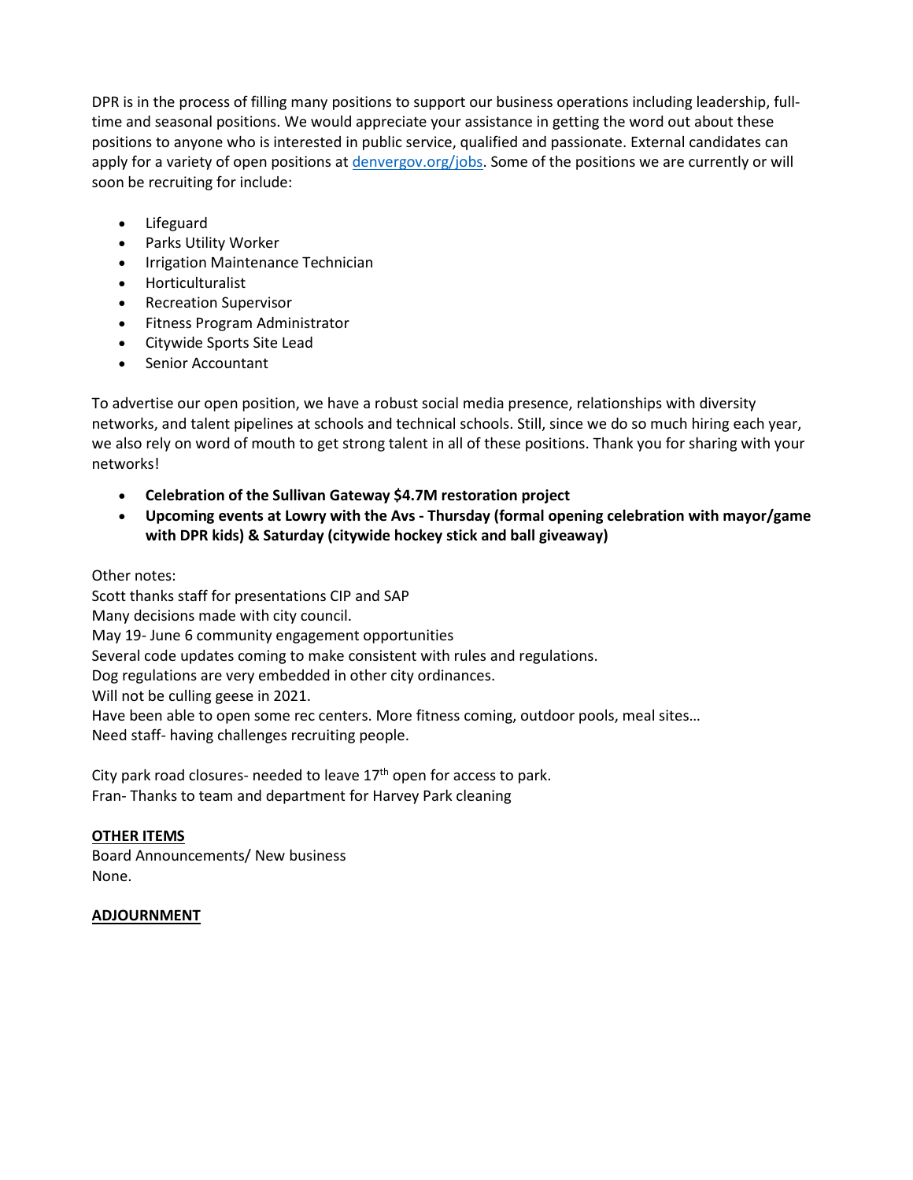DPR is in the process of filling many positions to support our business operations including leadership, full-time and seasonal positions. We would appreciate your assistance in getting the word out about these positions to anyone who is interested in public service, qualified and passionate. External candidates can apply for a variety of open positions at [denvergov.org/jobs](denvergov.org/jobs). Some of the positions we are currently or will soon be recruiting for include:

- Lifeguard
- Parks Utility Worker
- Irrigation Maintenance Technician
- Horticulturalist
- Recreation Supervisor
- Fitness Program Administrator
- Citywide Sports Site Lead
- Senior Accountant

To advertise our open position, we have a robust social media presence, relationships with diversity networks, and talent pipelines at schools and technical schools. Still, since we do so much hiring each year, we also rely on word of mouth to get strong talent in all of these positions. Thank you for sharing with your networks!

- **Celebration of the Sullivan Gateway $4.7M restoration project**
- **Upcoming events at Lowry with the Avs - Thursday (formal opening celebration with mayor/game with DPR kids) & Saturday (citywide hockey stick and ball giveaway)**

Other notes:
Scott thanks staff for presentations CIP and SAP
Many decisions made with city council.
May 19- June 6 community engagement opportunities
Several code updates coming to make consistent with rules and regulations.
Dog regulations are very embedded in other city ordinances.
Will not be culling geese in 2021.
Have been able to open some rec centers. More fitness coming, outdoor pools, meal sites…
Need staff- having challenges recruiting people.

City park road closures- needed to leave 17th open for access to park.
Fran- Thanks to team and department for Harvey Park cleaning

**<u>OTHER ITEMS</u>**
Board Announcements/ New business
None.

**<u>ADJOURNMENT</u>**